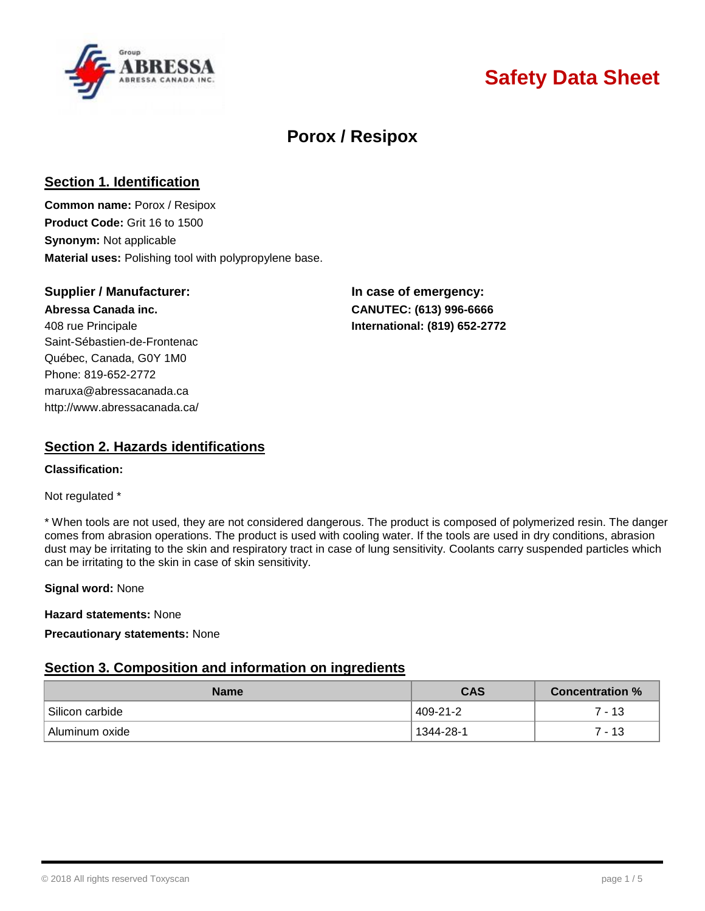# Safety Data Sheet

## Porox / Resipox

### Section 1. Identification

**Common name:** Porox / Resipox
**Product Code:** Grit 16 to 1500
**Synonym:** Not applicable
**Material uses:** Polishing tool with polypropylene base.

**Supplier / Manufacturer:**
**Abressa Canada inc.**
408 rue Principale
Saint-Sébastien-de-Frontenac
Québec, Canada, G0Y 1M0
Phone: 819-652-2772
maruxa@abressacanada.ca
http://www.abressacanada.ca/

**In case of emergency:**
**CANUTEC: (613) 996-6666**
**International: (819) 652-2772**

### Section 2. Hazards identifications

**Classification:**

Not regulated *

* When tools are not used, they are not considered dangerous. The product is composed of polymerized resin. The danger comes from abrasion operations. The product is used with cooling water. If the tools are used in dry conditions, abrasion dust may be irritating to the skin and respiratory tract in case of lung sensitivity. Coolants carry suspended particles which can be irritating to the skin in case of skin sensitivity.

**Signal word:** None

**Hazard statements:** None

**Precautionary statements:** None

### Section 3. Composition and information on ingredients

| Name | CAS | Concentration % |
| --- | --- | --- |
| Silicon carbide | 409-21-2 | 7 - 13 |
| Aluminum oxide | 1344-28-1 | 7 - 13 |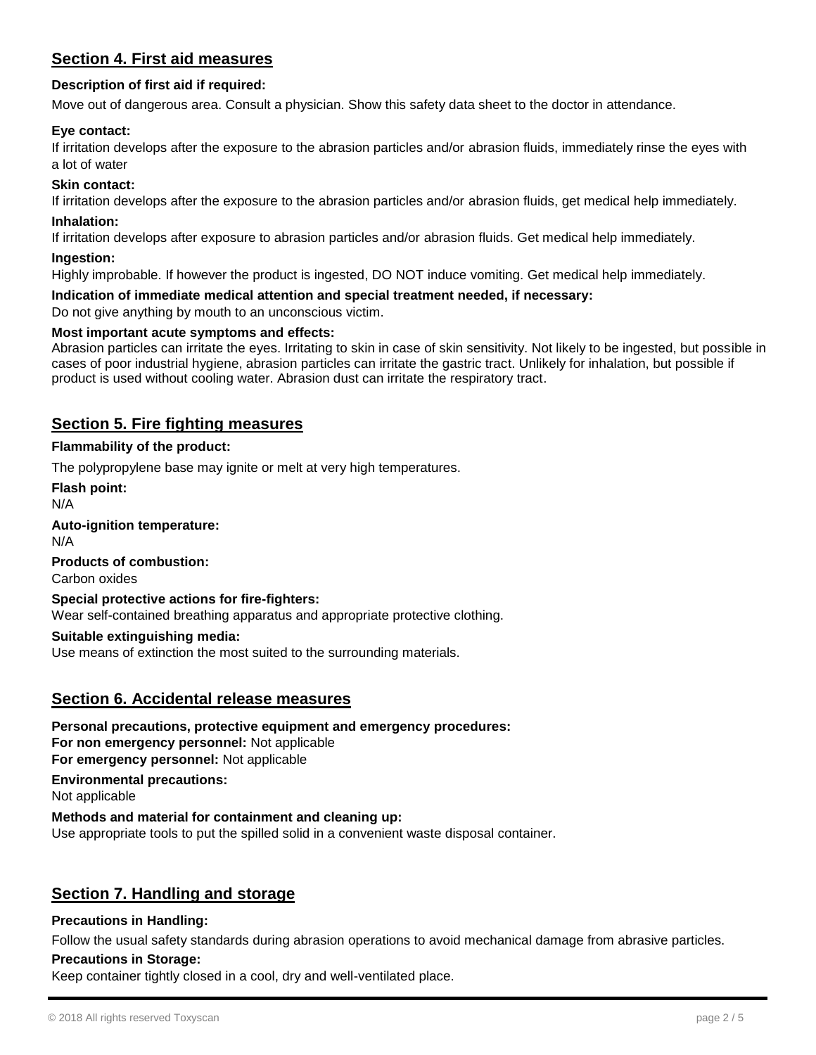## Section 4. First aid measures

**Description of first aid if required:**

Move out of dangerous area. Consult a physician. Show this safety data sheet to the doctor in attendance.

**Eye contact:**

If irritation develops after the exposure to the abrasion particles and/or abrasion fluids, immediately rinse the eyes with a lot of water

**Skin contact:**

If irritation develops after the exposure to the abrasion particles and/or abrasion fluids, get medical help immediately.

**Inhalation:**

If irritation develops after exposure to abrasion particles and/or abrasion fluids. Get medical help immediately.

**Ingestion:**

Highly improbable. If however the product is ingested, DO NOT induce vomiting. Get medical help immediately.

**Indication of immediate medical attention and special treatment needed, if necessary:**

Do not give anything by mouth to an unconscious victim.

**Most important acute symptoms and effects:**

Abrasion particles can irritate the eyes. Irritating to skin in case of skin sensitivity. Not likely to be ingested, but possible in cases of poor industrial hygiene, abrasion particles can irritate the gastric tract. Unlikely for inhalation, but possible if product is used without cooling water. Abrasion dust can irritate the respiratory tract.

## Section 5. Fire fighting measures

**Flammability of the product:**

The polypropylene base may ignite or melt at very high temperatures.

**Flash point:**

N/A

**Auto-ignition temperature:**

N/A

**Products of combustion:**

Carbon oxides

**Special protective actions for fire-fighters:**

Wear self-contained breathing apparatus and appropriate protective clothing.

**Suitable extinguishing media:**

Use means of extinction the most suited to the surrounding materials.

## Section 6. Accidental release measures

**Personal precautions, protective equipment and emergency procedures:**

**For non emergency personnel:** Not applicable

**For emergency personnel:** Not applicable

**Environmental precautions:**

Not applicable

**Methods and material for containment and cleaning up:**

Use appropriate tools to put the spilled solid in a convenient waste disposal container.

## Section 7. Handling and storage

**Precautions in Handling:**

Follow the usual safety standards during abrasion operations to avoid mechanical damage from abrasive particles.

**Precautions in Storage:**

Keep container tightly closed in a cool, dry and well-ventilated place.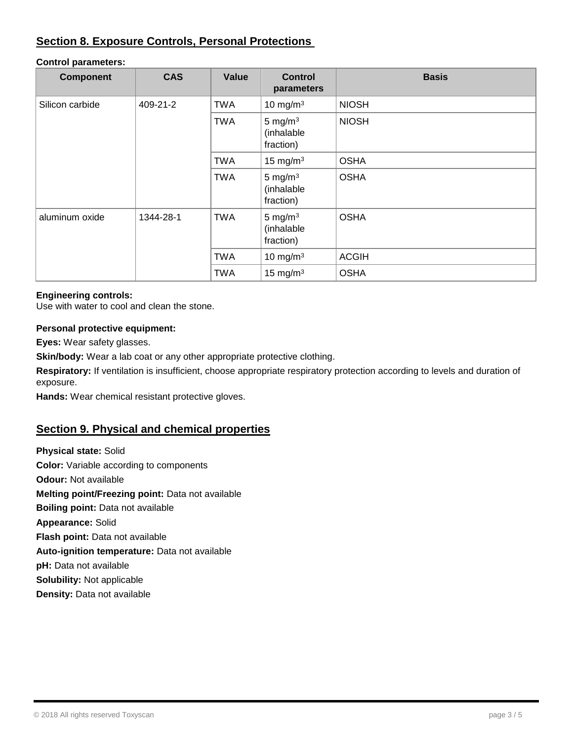## Section 8. Exposure Controls, Personal Protections

**Control parameters:**

| Component | CAS | Value | Control parameters | Basis |
|---|---|---|---|---|
| Silicon carbide | 409-21-2 | TWA | 10 mg/m$^3$ | NIOSH |
| | | TWA | 5 mg/m$^3$ (inhalable fraction) | NIOSH |
| | | TWA | 15 mg/m$^3$ | OSHA |
| | | TWA | 5 mg/m$^3$ (inhalable fraction) | OSHA |
| aluminum oxide | 1344-28-1 | TWA | 5 mg/m$^3$ (inhalable fraction) | OSHA |
| | | TWA | 10 mg/m$^3$ | ACGIH |
| | | TWA | 15 mg/m$^3$ | OSHA |

**Engineering controls:**
Use with water to cool and clean the stone.

**Personal protective equipment:**

**Eyes:** Wear safety glasses.

**Skin/body:** Wear a lab coat or any other appropriate protective clothing.

**Respiratory:** If ventilation is insufficient, choose appropriate respiratory protection according to levels and duration of exposure.

**Hands:** Wear chemical resistant protective gloves.

## Section 9. Physical and chemical properties

**Physical state:** Solid

**Color:** Variable according to components

**Odour:** Not available

**Melting point/Freezing point:** Data not available

**Boiling point:** Data not available

**Appearance:** Solid

**Flash point:** Data not available

**Auto-ignition temperature:** Data not available

**pH:** Data not available

**Solubility:** Not applicable

**Density:** Data not available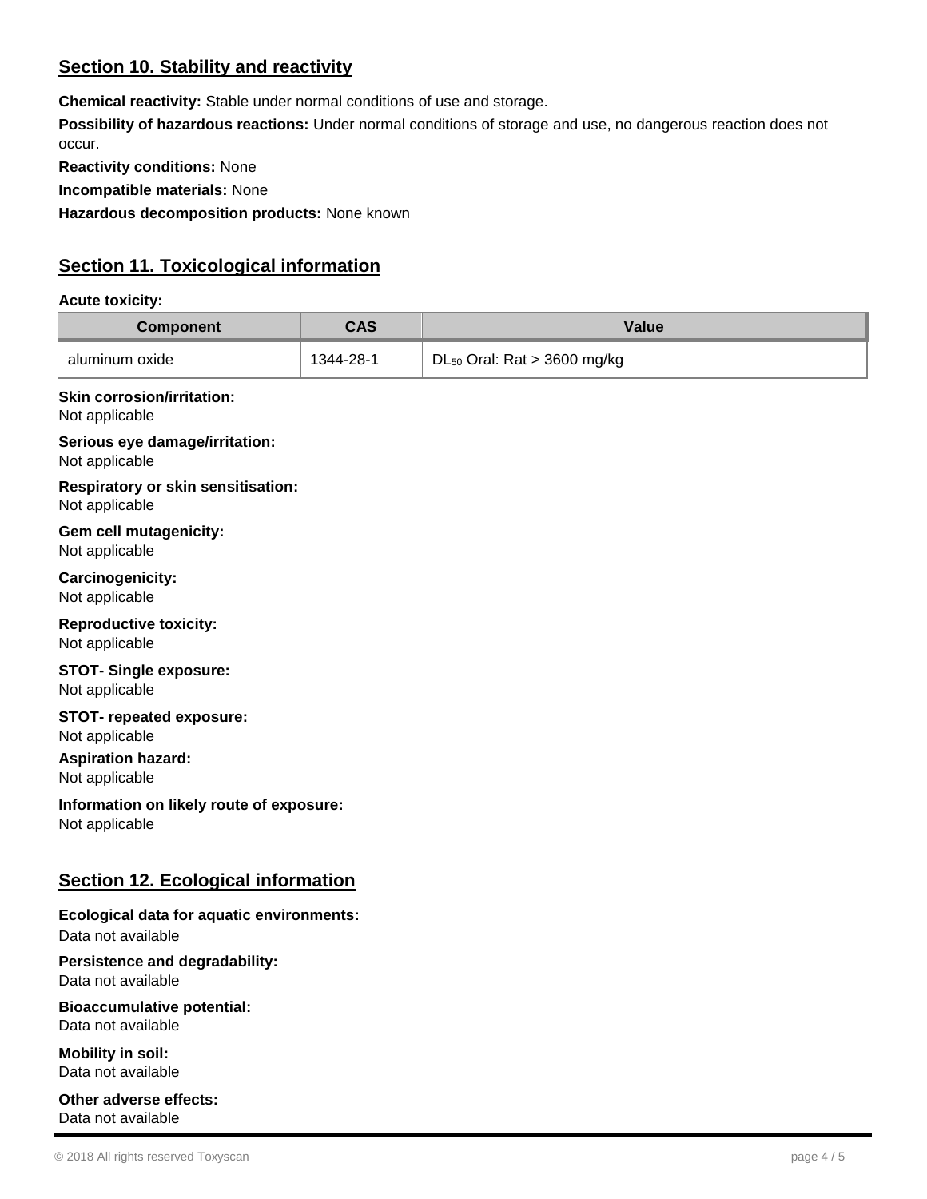## Section 10. Stability and reactivity

**Chemical reactivity:** Stable under normal conditions of use and storage.

**Possibility of hazardous reactions:** Under normal conditions of storage and use, no dangerous reaction does not occur.

**Reactivity conditions:** None

**Incompatible materials:** None

**Hazardous decomposition products:** None known

## Section 11. Toxicological information

**Acute toxicity:**

| Component | CAS | Value |
| --- | --- | --- |
| aluminum oxide | 1344-28-1 | $DL_{50}$ Oral: Rat > 3600 mg/kg |

**Skin corrosion/irritation:**
Not applicable

**Serious eye damage/irritation:**
Not applicable

**Respiratory or skin sensitisation:**
Not applicable

**Gem cell mutagenicity:**
Not applicable

**Carcinogenicity:**
Not applicable

**Reproductive toxicity:**
Not applicable

**STOT- Single exposure:**
Not applicable

**STOT- repeated exposure:**
Not applicable

**Aspiration hazard:**
Not applicable

**Information on likely route of exposure:**
Not applicable

## Section 12. Ecological information

**Ecological data for aquatic environments:**
Data not available

**Persistence and degradability:**
Data not available

**Bioaccumulative potential:**
Data not available

**Mobility in soil:**
Data not available

**Other adverse effects:**
Data not available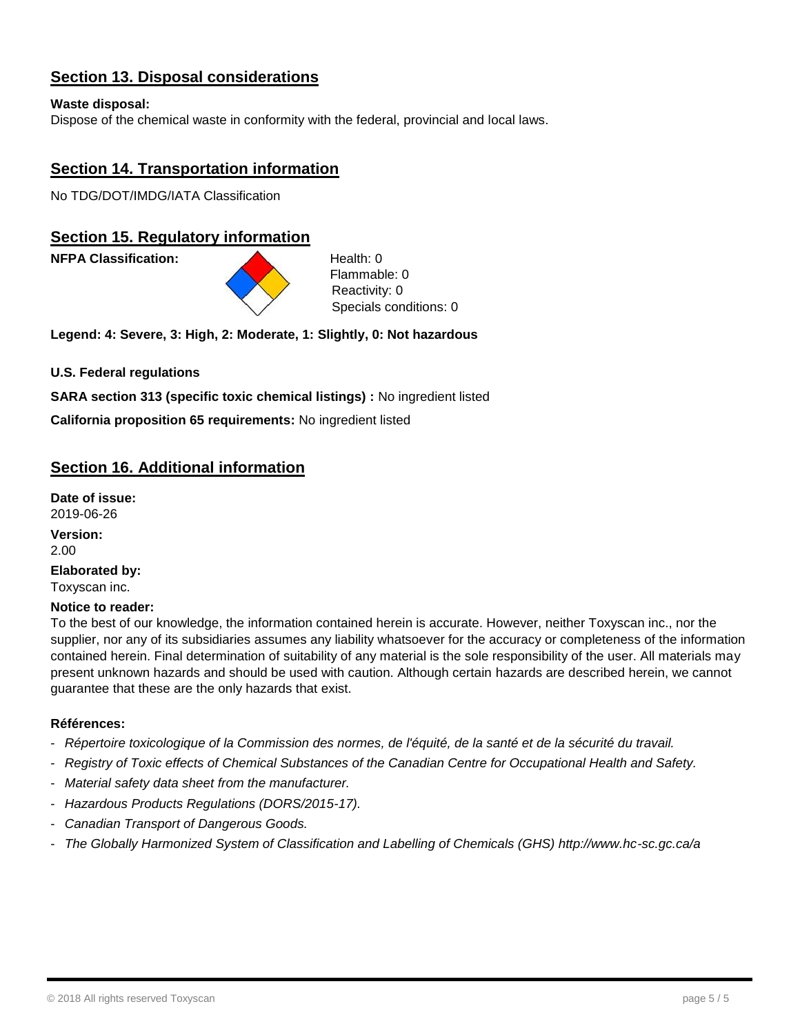## Section 13. Disposal considerations

**Waste disposal:**
Dispose of the chemical waste in conformity with the federal, provincial and local laws.

## Section 14. Transportation information

No TDG/DOT/IMDG/IATA Classification

## Section 15. Regulatory information

**NFPA Classification:**

Health: 0
Flammable: 0
Reactivity: 0
Specials conditions: 0

**Legend: 4: Severe, 3: High, 2: Moderate, 1: Slightly, 0: Not hazardous**

**U.S. Federal regulations**

**SARA section 313 (specific toxic chemical listings) :** No ingredient listed

**California proposition 65 requirements:** No ingredient listed

## Section 16. Additional information

**Date of issue:**
2019-06-26

**Version:**
2.00

**Elaborated by:**
Toxyscan inc.

**Notice to reader:**
To the best of our knowledge, the information contained herein is accurate. However, neither Toxyscan inc., nor the supplier, nor any of its subsidiaries assumes any liability whatsoever for the accuracy or completeness of the information contained herein. Final determination of suitability of any material is the sole responsibility of the user. All materials may present unknown hazards and should be used with caution. Although certain hazards are described herein, we cannot guarantee that these are the only hazards that exist.

**Références:**

- *Répertoire toxicologique of la Commission des normes, de l'équité, de la santé et de la sécurité du travail.*
- *Registry of Toxic effects of Chemical Substances of the Canadian Centre for Occupational Health and Safety.*
- *Material safety data sheet from the manufacturer.*
- *Hazardous Products Regulations (DORS/2015-17).*
- *Canadian Transport of Dangerous Goods.*
- *The Globally Harmonized System of Classification and Labelling of Chemicals (GHS) http://www.hc-sc.gc.ca/a*

© 2018 All rights reserved Toxyscan